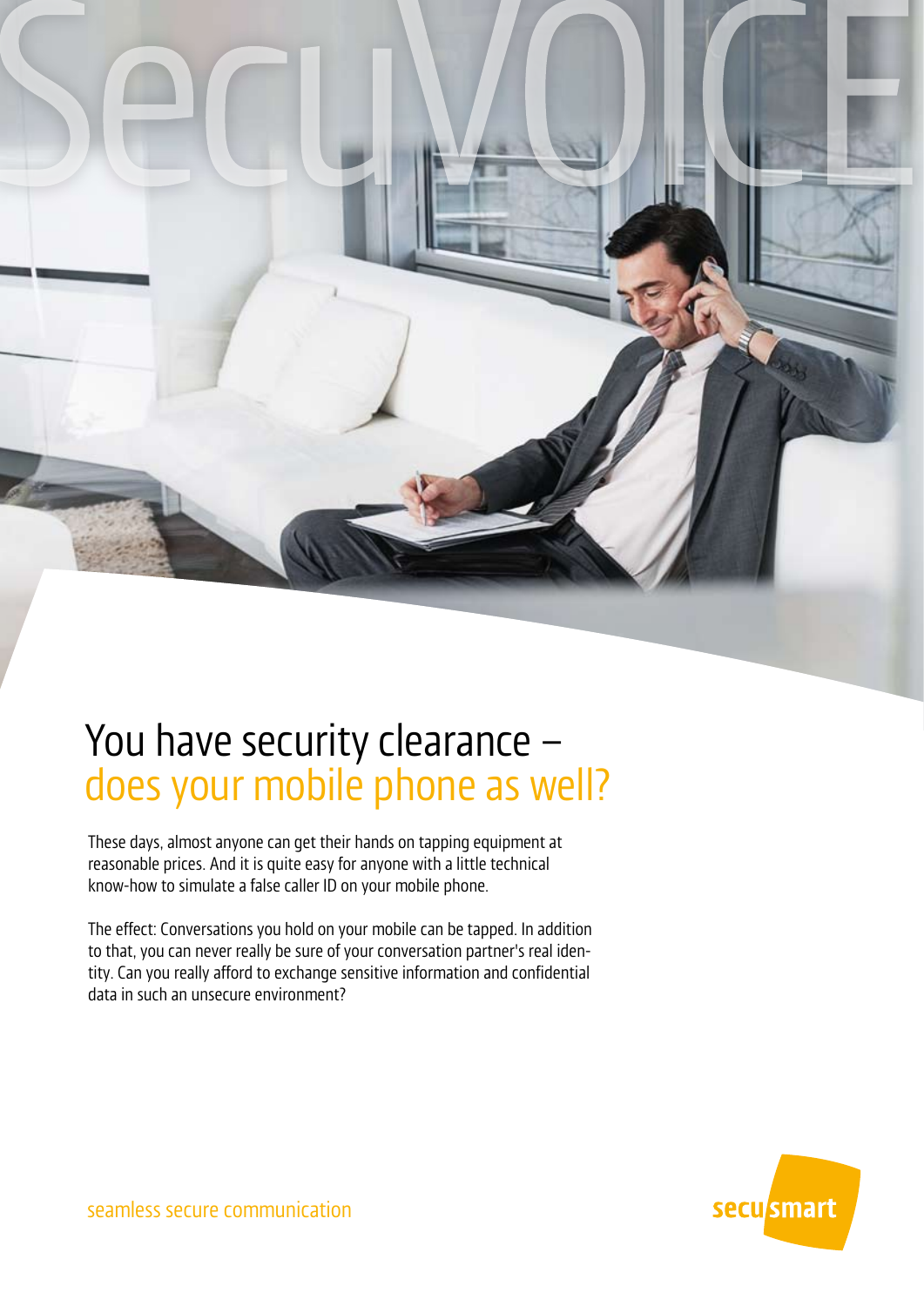# SecuVOICE

## You have security clearance – does your mobile phone as well?

These days, almost anyone can get their hands on tapping equipment at reasonable prices. And it is quite easy for anyone with a little technical know-how to simulate a false caller ID on your mobile phone.

The effect: Conversations you hold on your mobile can be tapped. In addition to that, you can never really be sure of your conversation partner's real identity. Can you really afford to exchange sensitive information and confidential data in such an unsecure environment?

seamless secure communication

secusmart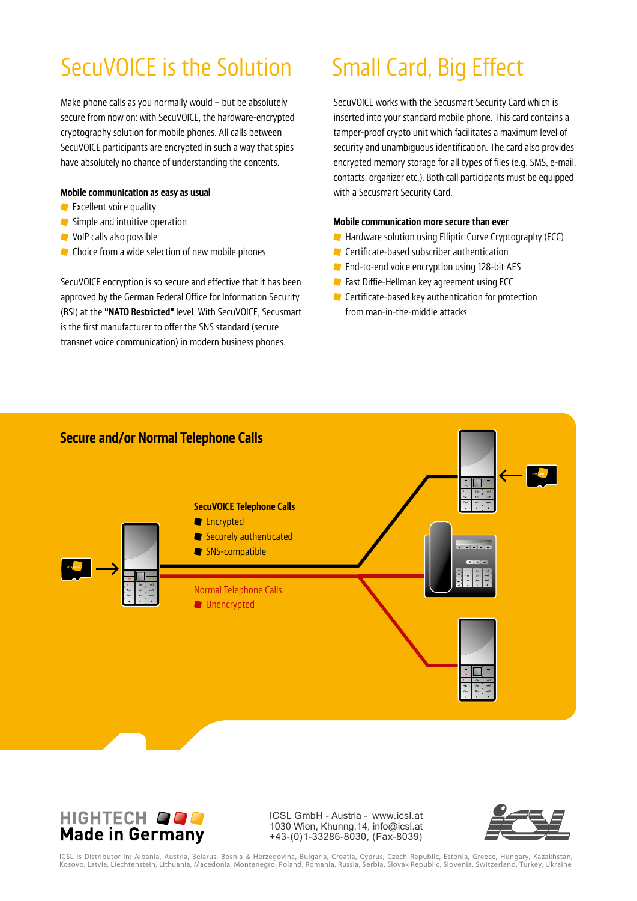## SecuVOICE is the Solution

Make phone calls as you normally would – but be absolutely secure from now on: with SecuVOICE, the hardware-encrypted cryptography solution for mobile phones. All calls between SecuVOICE participants are encrypted in such a way that spies have absolutely no chance of understanding the contents.

**Mobile communication as easy as usual**

- Excellent voice quality
- Simple and intuitive operation
- VoIP calls also possible
- Choice from a wide selection of new mobile phones

SecuVOICE encryption is so secure and effective that it has been approved by the German Federal Office for Information Security (BSI) at the **"NATO Restricted"** level. With SecuVOICE, Secusmart is the first manufacturer to offer the SNS standard (secure transnet voice communication) in modern business phones.

## Small Card, Big Effect

SecuVOICE works with the Secusmart Security Card which is inserted into your standard mobile phone. This card contains a tamper-proof crypto unit which facilitates a maximum level of security and unambiguous identification. The card also provides encrypted memory storage for all types of files (e.g. SMS, e-mail, contacts, organizer etc.). Both call participants must be equipped with a Secusmart Security Card.

**Mobile communication more secure than ever**

- Hardware solution using Elliptic Curve Cryptography (ECC)
- Certificate-based subscriber authentication
- End-to-end voice encryption using 128-bit AES
- Fast Diffie-Hellman key agreement using ECC
- Certificate-based key authentication for protection from man-in-the-middle attacks

## Secure and/or Normal Telephone Calls

**SecuVOICE Telephone Calls**

- Encrypted
- Securely authenticated
- SNS-compatible

Normal Telephone Calls

- Unencrypted

HIGHTECH
Made in Germany

ICSL GmbH - Austria - www.icsl.at
1030 Wien, Khunng.14, info@icsl.at
+43-(0)1-33286-8030, (Fax-8039)

ICSL is Distributor in: Albania, Austria, Belarus, Bosnia & Herzegovina, Bulgaria, Croatia, Cyprus, Czech Republic, Estonia, Greece, Hungary, Kazakhstan, Kosovo, Latvia, Liechtenstein, Lithuania, Macedonia, Montenegro, Poland, Romania, Russia, Serbia, Slovak Republic, Slovenia, Switzerland, Turkey, Ukraine